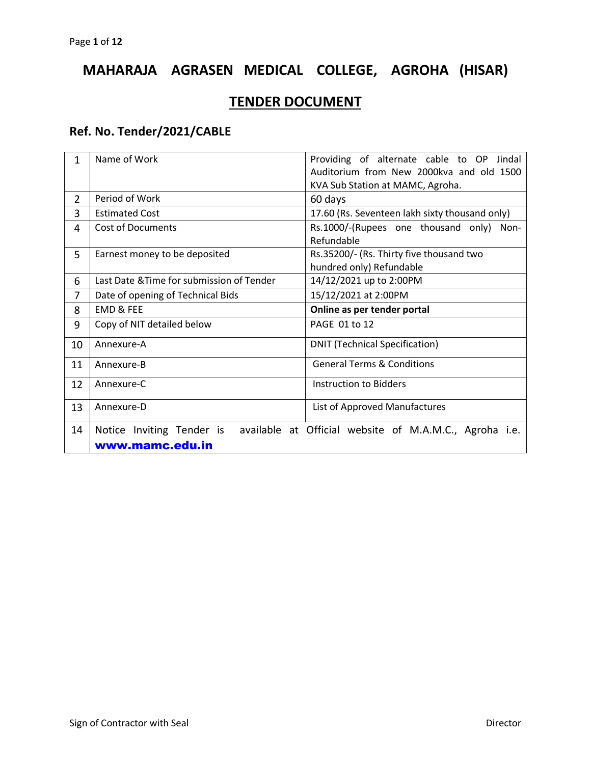# MAHARAJA AGRASEN MEDICAL COLLEGE, AGROHA (HISAR)

## TENDER DOCUMENT

### Ref. No. Tender/2021/CABLE

| | | |
|---|---|---|
| 1 | Name of Work | Providing of alternate cable to OP Jindal Auditorium from New 2000kva and old 1500 KVA Sub Station at MAMC, Agroha. |
| 2 | Period of Work | 60 days |
| 3 | Estimated Cost | 17.60 (Rs. Seventeen lakh sixty thousand only) |
| 4 | Cost of Documents | Rs.1000/-(Rupees one thousand only) Non-Refundable |
| 5 | Earnest money to be deposited | Rs.35200/- (Rs. Thirty five thousand two hundred only) Refundable |
| 6 | Last Date &Time for submission of Tender | 14/12/2021 up to 2:00PM |
| 7 | Date of opening of Technical Bids | 15/12/2021 at 2:00PM |
| 8 | EMD & FEE | **Online as per tender portal** |
| 9 | Copy of NIT detailed below | PAGE 01 to 12 |
| 10 | Annexure-A | DNIT (Technical Specification) |
| 11 | Annexure-B | General Terms & Conditions |
| 12 | Annexure-C | Instruction to Bidders |
| 13 | Annexure-D | List of Approved Manufactures |
| 14 | Notice Inviting Tender is available at Official website of M.A.M.C., Agroha i.e. **www.mamc.edu.in** | |

Sign of Contractor with Seal　　　　　　　　　　　　　　　　　　　　　　　　　　　　Director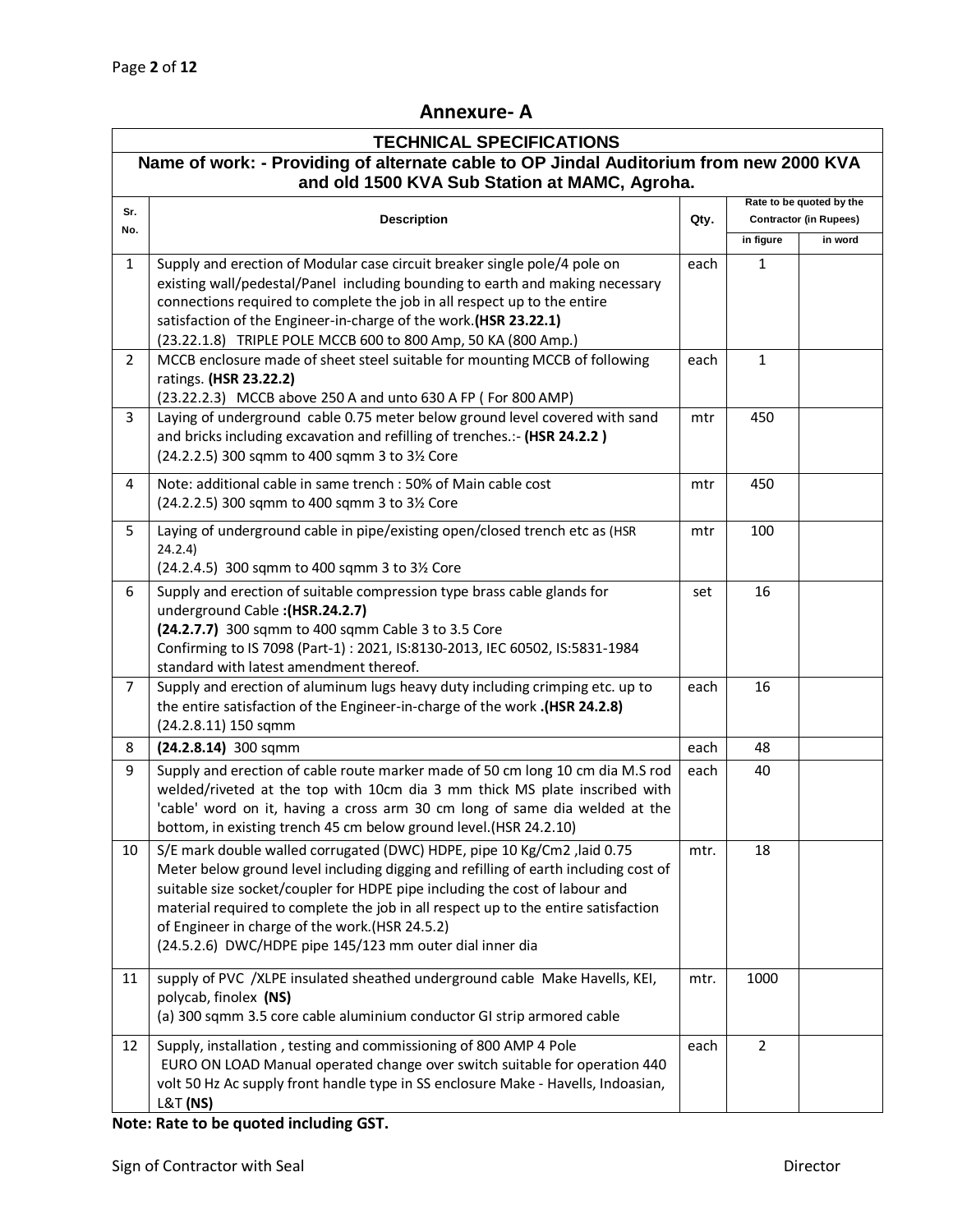## Annexure- A

| TECHNICAL SPECIFICATIONS | | | | |
|---|---|---|---|---|
| **Name of work: - Providing of alternate cable to OP Jindal Auditorium from new 2000 KVA and old 1500 KVA Sub Station at MAMC, Agroha.** | | | | |
| **Sr. No.** | **Description** | **Qty.** | **Rate to be quoted by the Contractor (in Rupees)** | |
| | | | **in figure** | **in word** |
| 1 | Supply and erection of Modular case circuit breaker single pole/4 pole on existing wall/pedestal/Panel including bounding to earth and making necessary connections required to complete the job in all respect up to the entire satisfaction of the Engineer-in-charge of the work.**(HSR 23.22.1)**<br>(23.22.1.8) TRIPLE POLE MCCB 600 to 800 Amp, 50 KA (800 Amp.) | each | 1 | |
| 2 | MCCB enclosure made of sheet steel suitable for mounting MCCB of following ratings. **(HSR 23.22.2)**<br>(23.22.2.3) MCCB above 250 A and unto 630 A FP ( For 800 AMP) | each | 1 | |
| 3 | Laying of underground cable 0.75 meter below ground level covered with sand and bricks including excavation and refilling of trenches.:- **(HSR 24.2.2 )**<br>(24.2.2.5) 300 sqmm to 400 sqmm 3 to 3½ Core | mtr | 450 | |
| 4 | Note: additional cable in same trench : 50% of Main cable cost<br>(24.2.2.5) 300 sqmm to 400 sqmm 3 to 3½ Core | mtr | 450 | |
| 5 | Laying of underground cable in pipe/existing open/closed trench etc as (HSR 24.2.4)<br>(24.2.4.5) 300 sqmm to 400 sqmm 3 to 3½ Core | mtr | 100 | |
| 6 | Supply and erection of suitable compression type brass cable glands for underground Cable **:(HSR.24.2.7)**<br>**(24.2.7.7)** 300 sqmm to 400 sqmm Cable 3 to 3.5 Core<br>Confirming to IS 7098 (Part-1) : 2021, IS:8130-2013, IEC 60502, IS:5831-1984 standard with latest amendment thereof. | set | 16 | |
| 7 | Supply and erection of aluminum lugs heavy duty including crimping etc. up to the entire satisfaction of the Engineer-in-charge of the work **.(HSR 24.2.8)**<br>(24.2.8.11) 150 sqmm | each | 16 | |
| 8 | **(24.2.8.14)** 300 sqmm | each | 48 | |
| 9 | Supply and erection of cable route marker made of 50 cm long 10 cm dia M.S rod welded/riveted at the top with 10cm dia 3 mm thick MS plate inscribed with 'cable' word on it, having a cross arm 30 cm long of same dia welded at the bottom, in existing trench 45 cm below ground level.(HSR 24.2.10) | each | 40 | |
| 10 | S/E mark double walled corrugated (DWC) HDPE, pipe 10 Kg/Cm2 ,laid 0.75 Meter below ground level including digging and refilling of earth including cost of suitable size socket/coupler for HDPE pipe including the cost of labour and material required to complete the job in all respect up to the entire satisfaction of Engineer in charge of the work.(HSR 24.5.2)<br>(24.5.2.6) DWC/HDPE pipe 145/123 mm outer dial inner dia | mtr. | 18 | |
| 11 | supply of PVC /XLPE insulated sheathed underground cable Make Havells, KEI, polycab, finolex **(NS)**<br>(a) 300 sqmm 3.5 core cable aluminium conductor GI strip armored cable | mtr. | 1000 | |
| 12 | Supply, installation , testing and commissioning of 800 AMP 4 Pole EURO ON LOAD Manual operated change over switch suitable for operation 440 volt 50 Hz Ac supply front handle type in SS enclosure Make - Havells, Indoasian, L&T **(NS)** | each | 2 | |

**Note: Rate to be quoted including GST.**

Sign of Contractor with Seal                                        Director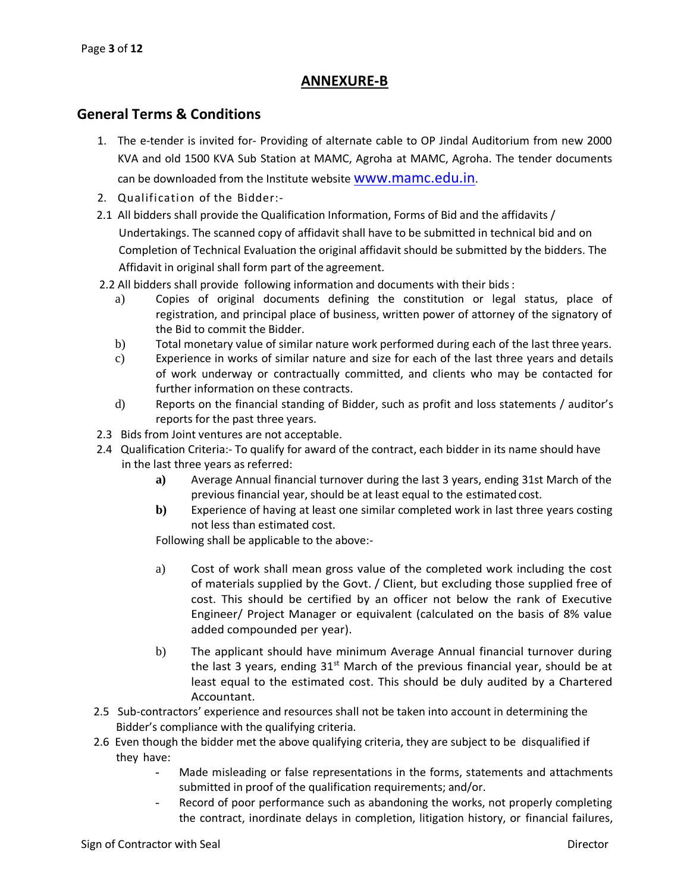## ANNEXURE-B

## General Terms & Conditions

1. The e-tender is invited for- Providing of alternate cable to OP Jindal Auditorium from new 2000 KVA and old 1500 KVA Sub Station at MAMC, Agroha at MAMC, Agroha. The tender documents can be downloaded from the Institute website www.mamc.edu.in.
2. Qualification of the Bidder:-

2.1 All bidders shall provide the Qualification Information, Forms of Bid and the affidavits / Undertakings. The scanned copy of affidavit shall have to be submitted in technical bid and on Completion of Technical Evaluation the original affidavit should be submitted by the bidders. The Affidavit in original shall form part of the agreement.

2.2 All bidders shall provide following information and documents with their bids :

a) Copies of original documents defining the constitution or legal status, place of registration, and principal place of business, written power of attorney of the signatory of the Bid to commit the Bidder.

b) Total monetary value of similar nature work performed during each of the last three years.

c) Experience in works of similar nature and size for each of the last three years and details of work underway or contractually committed, and clients who may be contacted for further information on these contracts.

d) Reports on the financial standing of Bidder, such as profit and loss statements / auditor's reports for the past three years.

2.3 Bids from Joint ventures are not acceptable.

2.4 Qualification Criteria:- To qualify for award of the contract, each bidder in its name should have in the last three years as referred:

**a)** Average Annual financial turnover during the last 3 years, ending 31st March of the previous financial year, should be at least equal to the estimated cost.

**b)** Experience of having at least one similar completed work in last three years costing not less than estimated cost.

Following shall be applicable to the above:-

a) Cost of work shall mean gross value of the completed work including the cost of materials supplied by the Govt. / Client, but excluding those supplied free of cost. This should be certified by an officer not below the rank of Executive Engineer/ Project Manager or equivalent (calculated on the basis of 8% value added compounded per year).

b) The applicant should have minimum Average Annual financial turnover during the last 3 years, ending 31st March of the previous financial year, should be at least equal to the estimated cost. This should be duly audited by a Chartered Accountant.

2.5 Sub-contractors' experience and resources shall not be taken into account in determining the Bidder's compliance with the qualifying criteria.

2.6 Even though the bidder met the above qualifying criteria, they are subject to be disqualified if they have:

- Made misleading or false representations in the forms, statements and attachments submitted in proof of the qualification requirements; and/or.
- Record of poor performance such as abandoning the works, not properly completing the contract, inordinate delays in completion, litigation history, or financial failures,

Sign of Contractor with Seal | Director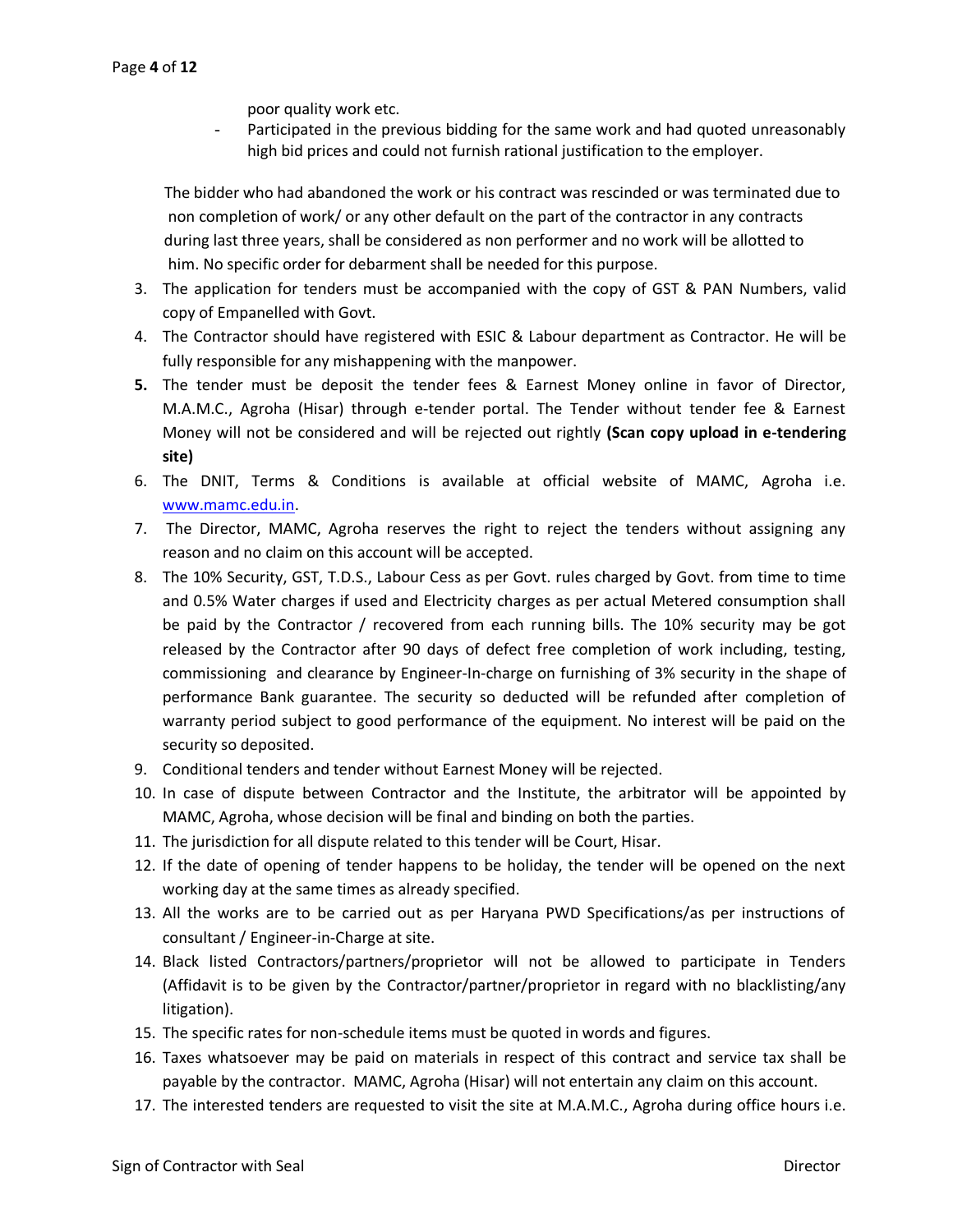poor quality work etc.

- Participated in the previous bidding for the same work and had quoted unreasonably high bid prices and could not furnish rational justification to the employer.

The bidder who had abandoned the work or his contract was rescinded or was terminated due to non completion of work/ or any other default on the part of the contractor in any contracts during last three years, shall be considered as non performer and no work will be allotted to him. No specific order for debarment shall be needed for this purpose.

3. The application for tenders must be accompanied with the copy of GST & PAN Numbers, valid copy of Empanelled with Govt.
4. The Contractor should have registered with ESIC & Labour department as Contractor. He will be fully responsible for any mishappening with the manpower.
5. The tender must be deposit the tender fees & Earnest Money online in favor of Director, M.A.M.C., Agroha (Hisar) through e-tender portal. The Tender without tender fee & Earnest Money will not be considered and will be rejected out rightly **(Scan copy upload in e-tendering site)**
6. The DNIT, Terms & Conditions is available at official website of MAMC, Agroha i.e. www.mamc.edu.in.
7. The Director, MAMC, Agroha reserves the right to reject the tenders without assigning any reason and no claim on this account will be accepted.
8. The 10% Security, GST, T.D.S., Labour Cess as per Govt. rules charged by Govt. from time to time and 0.5% Water charges if used and Electricity charges as per actual Metered consumption shall be paid by the Contractor / recovered from each running bills. The 10% security may be got released by the Contractor after 90 days of defect free completion of work including, testing, commissioning and clearance by Engineer-In-charge on furnishing of 3% security in the shape of performance Bank guarantee. The security so deducted will be refunded after completion of warranty period subject to good performance of the equipment. No interest will be paid on the security so deposited.
9. Conditional tenders and tender without Earnest Money will be rejected.
10. In case of dispute between Contractor and the Institute, the arbitrator will be appointed by MAMC, Agroha, whose decision will be final and binding on both the parties.
11. The jurisdiction for all dispute related to this tender will be Court, Hisar.
12. If the date of opening of tender happens to be holiday, the tender will be opened on the next working day at the same times as already specified.
13. All the works are to be carried out as per Haryana PWD Specifications/as per instructions of consultant / Engineer-in-Charge at site.
14. Black listed Contractors/partners/proprietor will not be allowed to participate in Tenders (Affidavit is to be given by the Contractor/partner/proprietor in regard with no blacklisting/any litigation).
15. The specific rates for non-schedule items must be quoted in words and figures.
16. Taxes whatsoever may be paid on materials in respect of this contract and service tax shall be payable by the contractor. MAMC, Agroha (Hisar) will not entertain any claim on this account.
17. The interested tenders are requested to visit the site at M.A.M.C., Agroha during office hours i.e.

Sign of Contractor with Seal　　　　　　　　　　　　　　　　　　　　　　　　Director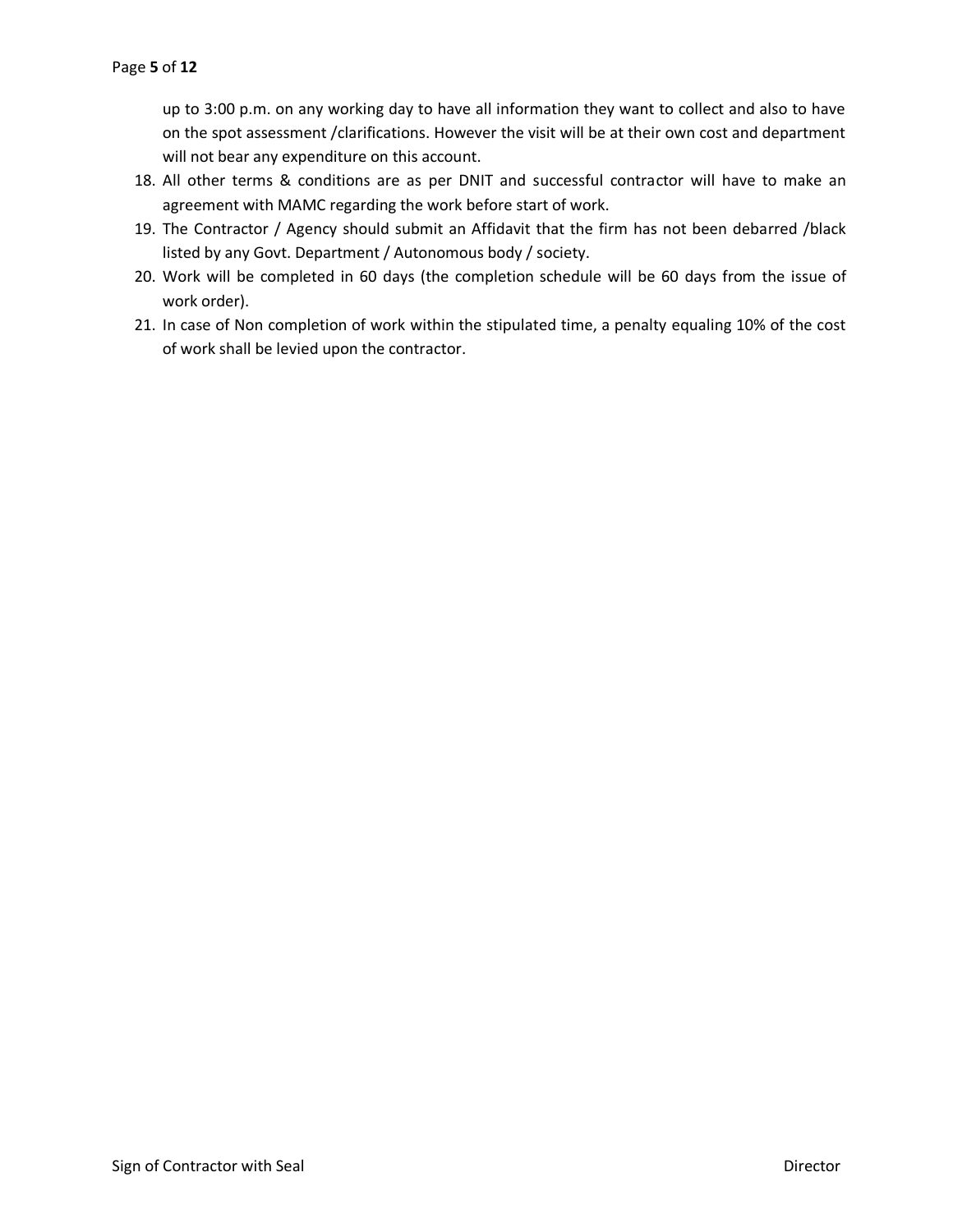up to 3:00 p.m. on any working day to have all information they want to collect and also to have on the spot assessment /clarifications. However the visit will be at their own cost and department will not bear any expenditure on this account.

18. All other terms & conditions are as per DNIT and successful contractor will have to make an agreement with MAMC regarding the work before start of work.
19. The Contractor / Agency should submit an Affidavit that the firm has not been debarred /black listed by any Govt. Department / Autonomous body / society.
20. Work will be completed in 60 days (the completion schedule will be 60 days from the issue of work order).
21. In case of Non completion of work within the stipulated time, a penalty equaling 10% of the cost of work shall be levied upon the contractor.

Sign of Contractor with Seal　　　　　　　　　　　　　　　　　　　　　　　　　　Director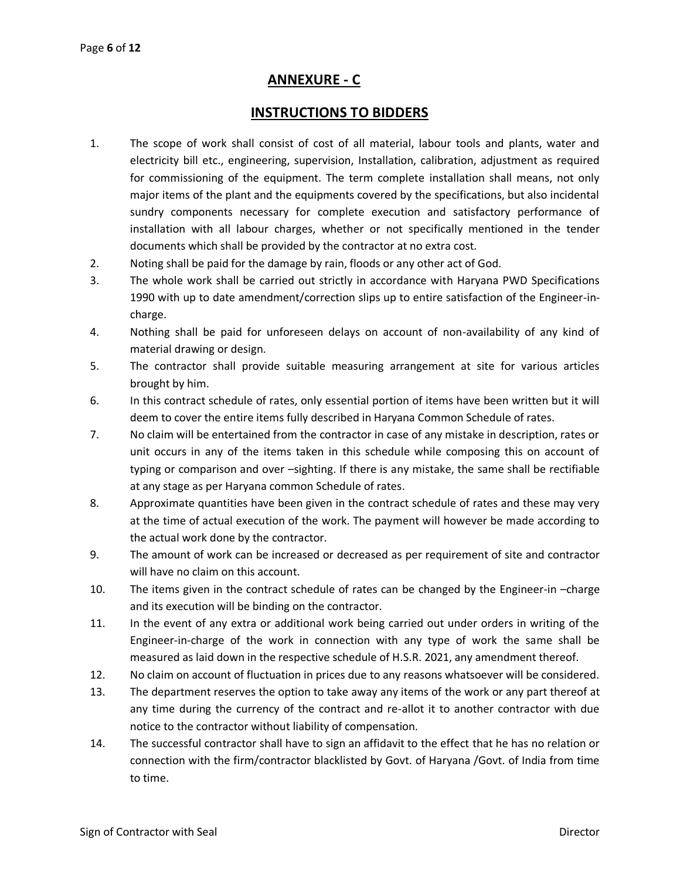## ANNEXURE - C

## INSTRUCTIONS TO BIDDERS

1. The scope of work shall consist of cost of all material, labour tools and plants, water and electricity bill etc., engineering, supervision, Installation, calibration, adjustment as required for commissioning of the equipment. The term complete installation shall means, not only major items of the plant and the equipments covered by the specifications, but also incidental sundry components necessary for complete execution and satisfactory performance of installation with all labour charges, whether or not specifically mentioned in the tender documents which shall be provided by the contractor at no extra cost.
2. Noting shall be paid for the damage by rain, floods or any other act of God.
3. The whole work shall be carried out strictly in accordance with Haryana PWD Specifications 1990 with up to date amendment/correction slips up to entire satisfaction of the Engineer-in-charge.
4. Nothing shall be paid for unforeseen delays on account of non-availability of any kind of material drawing or design.
5. The contractor shall provide suitable measuring arrangement at site for various articles brought by him.
6. In this contract schedule of rates, only essential portion of items have been written but it will deem to cover the entire items fully described in Haryana Common Schedule of rates.
7. No claim will be entertained from the contractor in case of any mistake in description, rates or unit occurs in any of the items taken in this schedule while composing this on account of typing or comparison and over –sighting. If there is any mistake, the same shall be rectifiable at any stage as per Haryana common Schedule of rates.
8. Approximate quantities have been given in the contract schedule of rates and these may very at the time of actual execution of the work. The payment will however be made according to the actual work done by the contractor.
9. The amount of work can be increased or decreased as per requirement of site and contractor will have no claim on this account.
10. The items given in the contract schedule of rates can be changed by the Engineer-in –charge and its execution will be binding on the contractor.
11. In the event of any extra or additional work being carried out under orders in writing of the Engineer-in-charge of the work in connection with any type of work the same shall be measured as laid down in the respective schedule of H.S.R. 2021, any amendment thereof.
12. No claim on account of fluctuation in prices due to any reasons whatsoever will be considered.
13. The department reserves the option to take away any items of the work or any part thereof at any time during the currency of the contract and re-allot it to another contractor with due notice to the contractor without liability of compensation.
14. The successful contractor shall have to sign an affidavit to the effect that he has no relation or connection with the firm/contractor blacklisted by Govt. of Haryana /Govt. of India from time to time.

Sign of Contractor with Seal Director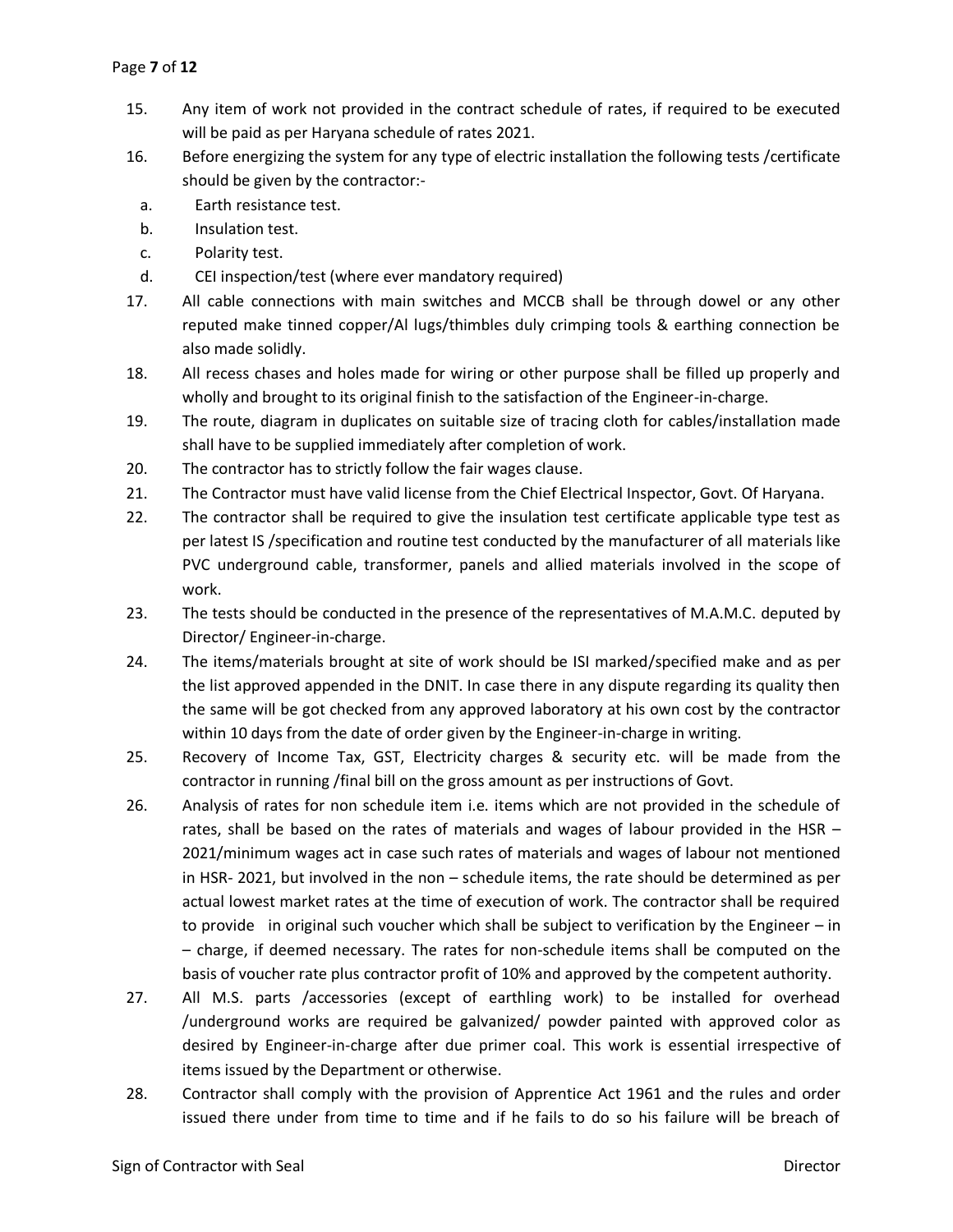15. Any item of work not provided in the contract schedule of rates, if required to be executed will be paid as per Haryana schedule of rates 2021.
16. Before energizing the system for any type of electric installation the following tests /certificate should be given by the contractor:-
    a. Earth resistance test.
    b. Insulation test.
    c. Polarity test.
    d. CEI inspection/test (where ever mandatory required)
17. All cable connections with main switches and MCCB shall be through dowel or any other reputed make tinned copper/Al lugs/thimbles duly crimping tools & earthing connection be also made solidly.
18. All recess chases and holes made for wiring or other purpose shall be filled up properly and wholly and brought to its original finish to the satisfaction of the Engineer-in-charge.
19. The route, diagram in duplicates on suitable size of tracing cloth for cables/installation made shall have to be supplied immediately after completion of work.
20. The contractor has to strictly follow the fair wages clause.
21. The Contractor must have valid license from the Chief Electrical Inspector, Govt. Of Haryana.
22. The contractor shall be required to give the insulation test certificate applicable type test as per latest IS /specification and routine test conducted by the manufacturer of all materials like PVC underground cable, transformer, panels and allied materials involved in the scope of work.
23. The tests should be conducted in the presence of the representatives of M.A.M.C. deputed by Director/ Engineer-in-charge.
24. The items/materials brought at site of work should be ISI marked/specified make and as per the list approved appended in the DNIT. In case there in any dispute regarding its quality then the same will be got checked from any approved laboratory at his own cost by the contractor within 10 days from the date of order given by the Engineer-in-charge in writing.
25. Recovery of Income Tax, GST, Electricity charges & security etc. will be made from the contractor in running /final bill on the gross amount as per instructions of Govt.
26. Analysis of rates for non schedule item i.e. items which are not provided in the schedule of rates, shall be based on the rates of materials and wages of labour provided in the HSR – 2021/minimum wages act in case such rates of materials and wages of labour not mentioned in HSR- 2021, but involved in the non – schedule items, the rate should be determined as per actual lowest market rates at the time of execution of work. The contractor shall be required to provide in original such voucher which shall be subject to verification by the Engineer – in – charge, if deemed necessary. The rates for non-schedule items shall be computed on the basis of voucher rate plus contractor profit of 10% and approved by the competent authority.
27. All M.S. parts /accessories (except of earthling work) to be installed for overhead /underground works are required be galvanized/ powder painted with approved color as desired by Engineer-in-charge after due primer coal. This work is essential irrespective of items issued by the Department or otherwise.
28. Contractor shall comply with the provision of Apprentice Act 1961 and the rules and order issued there under from time to time and if he fails to do so his failure will be breach of

Sign of Contractor with Seal Director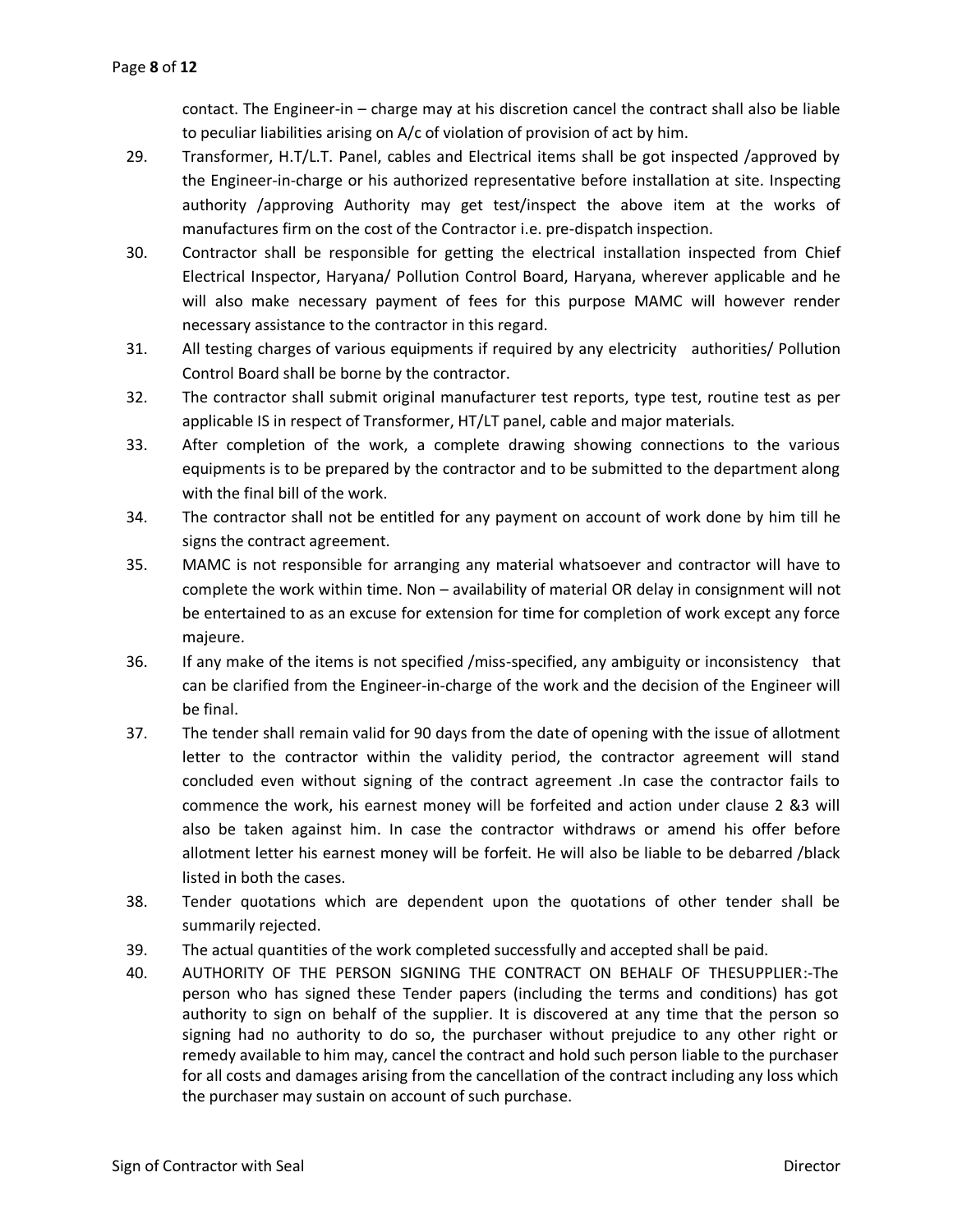contact. The Engineer-in – charge may at his discretion cancel the contract shall also be liable to peculiar liabilities arising on A/c of violation of provision of act by him.

29. Transformer, H.T/L.T. Panel, cables and Electrical items shall be got inspected /approved by the Engineer-in-charge or his authorized representative before installation at site. Inspecting authority /approving Authority may get test/inspect the above item at the works of manufactures firm on the cost of the Contractor i.e. pre-dispatch inspection.
30. Contractor shall be responsible for getting the electrical installation inspected from Chief Electrical Inspector, Haryana/ Pollution Control Board, Haryana, wherever applicable and he will also make necessary payment of fees for this purpose MAMC will however render necessary assistance to the contractor in this regard.
31. All testing charges of various equipments if required by any electricity authorities/ Pollution Control Board shall be borne by the contractor.
32. The contractor shall submit original manufacturer test reports, type test, routine test as per applicable IS in respect of Transformer, HT/LT panel, cable and major materials.
33. After completion of the work, a complete drawing showing connections to the various equipments is to be prepared by the contractor and to be submitted to the department along with the final bill of the work.
34. The contractor shall not be entitled for any payment on account of work done by him till he signs the contract agreement.
35. MAMC is not responsible for arranging any material whatsoever and contractor will have to complete the work within time. Non – availability of material OR delay in consignment will not be entertained to as an excuse for extension for time for completion of work except any force majeure.
36. If any make of the items is not specified /miss-specified, any ambiguity or inconsistency that can be clarified from the Engineer-in-charge of the work and the decision of the Engineer will be final.
37. The tender shall remain valid for 90 days from the date of opening with the issue of allotment letter to the contractor within the validity period, the contractor agreement will stand concluded even without signing of the contract agreement .In case the contractor fails to commence the work, his earnest money will be forfeited and action under clause 2 &3 will also be taken against him. In case the contractor withdraws or amend his offer before allotment letter his earnest money will be forfeit. He will also be liable to be debarred /black listed in both the cases.
38. Tender quotations which are dependent upon the quotations of other tender shall be summarily rejected.
39. The actual quantities of the work completed successfully and accepted shall be paid.
40. AUTHORITY OF THE PERSON SIGNING THE CONTRACT ON BEHALF OF THESUPPLIER:-The person who has signed these Tender papers (including the terms and conditions) has got authority to sign on behalf of the supplier. It is discovered at any time that the person so signing had no authority to do so, the purchaser without prejudice to any other right or remedy available to him may, cancel the contract and hold such person liable to the purchaser for all costs and damages arising from the cancellation of the contract including any loss which the purchaser may sustain on account of such purchase.

Sign of Contractor with Seal Director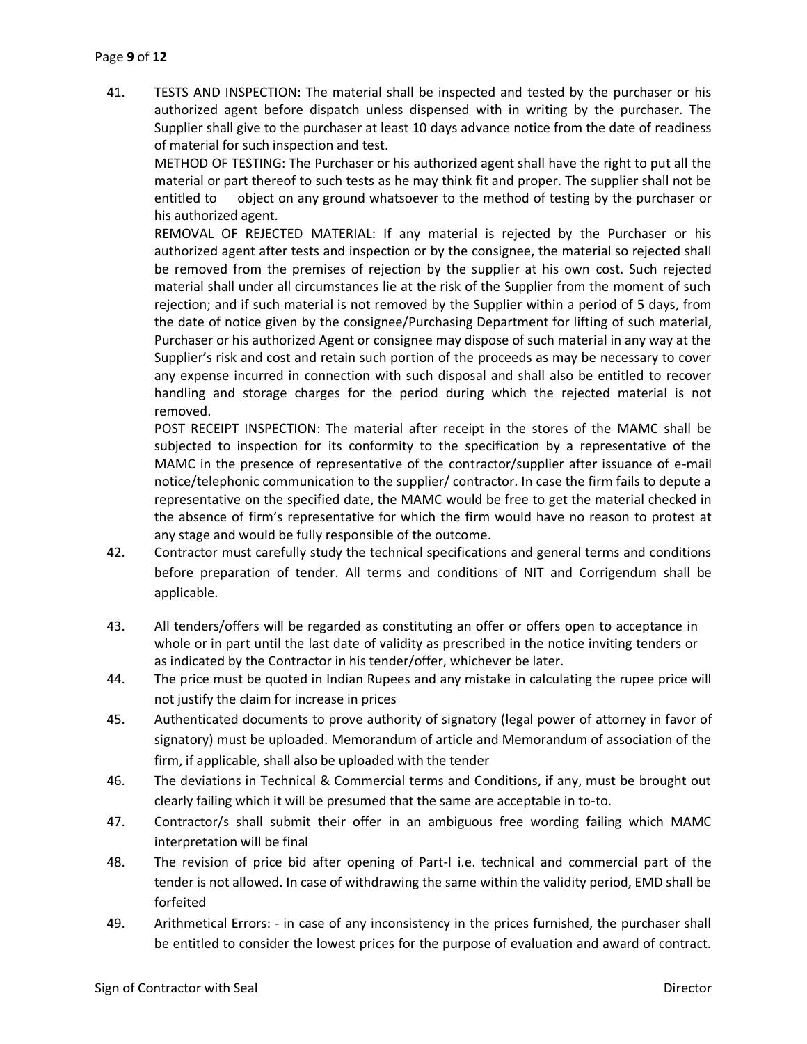41. TESTS AND INSPECTION: The material shall be inspected and tested by the purchaser or his authorized agent before dispatch unless dispensed with in writing by the purchaser. The Supplier shall give to the purchaser at least 10 days advance notice from the date of readiness of material for such inspection and test.

    METHOD OF TESTING: The Purchaser or his authorized agent shall have the right to put all the material or part thereof to such tests as he may think fit and proper. The supplier shall not be entitled to object on any ground whatsoever to the method of testing by the purchaser or his authorized agent.

    REMOVAL OF REJECTED MATERIAL: If any material is rejected by the Purchaser or his authorized agent after tests and inspection or by the consignee, the material so rejected shall be removed from the premises of rejection by the supplier at his own cost. Such rejected material shall under all circumstances lie at the risk of the Supplier from the moment of such rejection; and if such material is not removed by the Supplier within a period of 5 days, from the date of notice given by the consignee/Purchasing Department for lifting of such material, Purchaser or his authorized Agent or consignee may dispose of such material in any way at the Supplier's risk and cost and retain such portion of the proceeds as may be necessary to cover any expense incurred in connection with such disposal and shall also be entitled to recover handling and storage charges for the period during which the rejected material is not removed.

    POST RECEIPT INSPECTION: The material after receipt in the stores of the MAMC shall be subjected to inspection for its conformity to the specification by a representative of the MAMC in the presence of representative of the contractor/supplier after issuance of e-mail notice/telephonic communication to the supplier/ contractor. In case the firm fails to depute a representative on the specified date, the MAMC would be free to get the material checked in the absence of firm's representative for which the firm would have no reason to protest at any stage and would be fully responsible of the outcome.

42. Contractor must carefully study the technical specifications and general terms and conditions before preparation of tender. All terms and conditions of NIT and Corrigendum shall be applicable.

43. All tenders/offers will be regarded as constituting an offer or offers open to acceptance in whole or in part until the last date of validity as prescribed in the notice inviting tenders or as indicated by the Contractor in his tender/offer, whichever be later.

44. The price must be quoted in Indian Rupees and any mistake in calculating the rupee price will not justify the claim for increase in prices

45. Authenticated documents to prove authority of signatory (legal power of attorney in favor of signatory) must be uploaded. Memorandum of article and Memorandum of association of the firm, if applicable, shall also be uploaded with the tender

46. The deviations in Technical & Commercial terms and Conditions, if any, must be brought out clearly failing which it will be presumed that the same are acceptable in to-to.

47. Contractor/s shall submit their offer in an ambiguous free wording failing which MAMC interpretation will be final

48. The revision of price bid after opening of Part-I i.e. technical and commercial part of the tender is not allowed. In case of withdrawing the same within the validity period, EMD shall be forfeited

49. Arithmetical Errors: - in case of any inconsistency in the prices furnished, the purchaser shall be entitled to consider the lowest prices for the purpose of evaluation and award of contract.

Sign of Contractor with Seal　　　　　　　　　　　　　　　　　　　　　　　　Director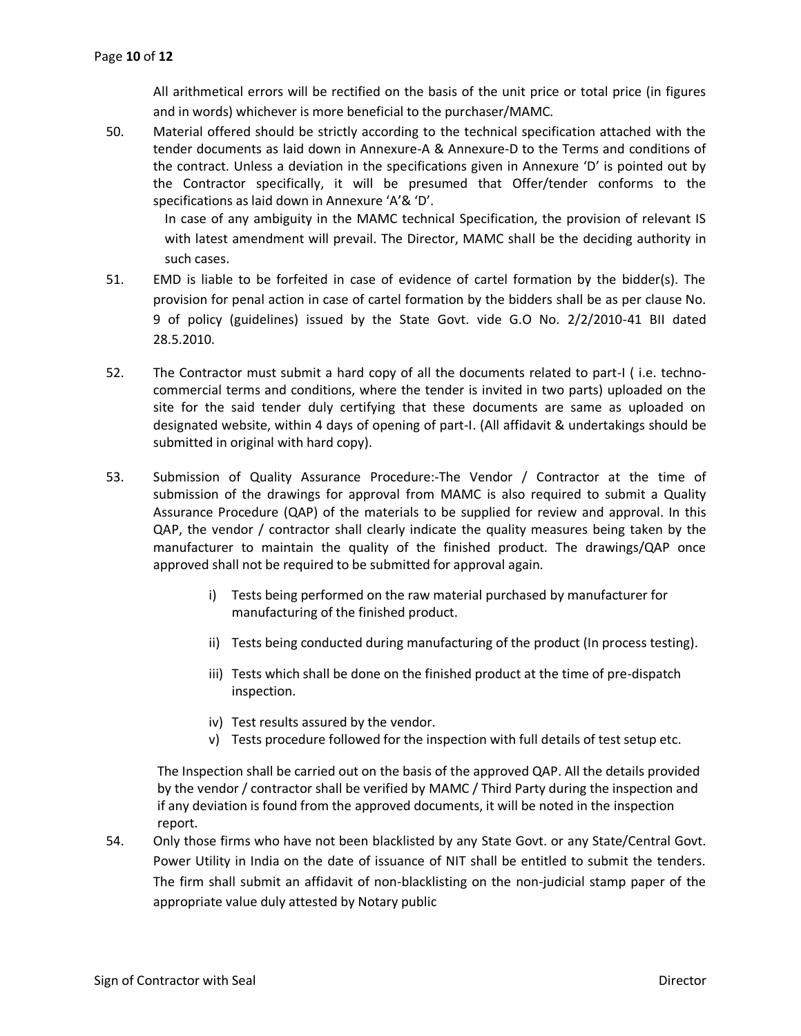All arithmetical errors will be rectified on the basis of the unit price or total price (in figures and in words) whichever is more beneficial to the purchaser/MAMC.

50. Material offered should be strictly according to the technical specification attached with the tender documents as laid down in Annexure-A & Annexure-D to the Terms and conditions of the contract. Unless a deviation in the specifications given in Annexure 'D' is pointed out by the Contractor specifically, it will be presumed that Offer/tender conforms to the specifications as laid down in Annexure 'A'& 'D'.

    In case of any ambiguity in the MAMC technical Specification, the provision of relevant IS with latest amendment will prevail. The Director, MAMC shall be the deciding authority in such cases.

51. EMD is liable to be forfeited in case of evidence of cartel formation by the bidder(s). The provision for penal action in case of cartel formation by the bidders shall be as per clause No. 9 of policy (guidelines) issued by the State Govt. vide G.O No. 2/2/2010-41 BII dated 28.5.2010.

52. The Contractor must submit a hard copy of all the documents related to part-I ( i.e. techno-commercial terms and conditions, where the tender is invited in two parts) uploaded on the site for the said tender duly certifying that these documents are same as uploaded on designated website, within 4 days of opening of part-I. (All affidavit & undertakings should be submitted in original with hard copy).

53. Submission of Quality Assurance Procedure:-The Vendor / Contractor at the time of submission of the drawings for approval from MAMC is also required to submit a Quality Assurance Procedure (QAP) of the materials to be supplied for review and approval. In this QAP, the vendor / contractor shall clearly indicate the quality measures being taken by the manufacturer to maintain the quality of the finished product. The drawings/QAP once approved shall not be required to be submitted for approval again.

    i) Tests being performed on the raw material purchased by manufacturer for manufacturing of the finished product.

    ii) Tests being conducted during manufacturing of the product (In process testing).

    iii) Tests which shall be done on the finished product at the time of pre-dispatch inspection.

    iv) Test results assured by the vendor.

    v) Tests procedure followed for the inspection with full details of test setup etc.

    The Inspection shall be carried out on the basis of the approved QAP. All the details provided by the vendor / contractor shall be verified by MAMC / Third Party during the inspection and if any deviation is found from the approved documents, it will be noted in the inspection report.

54. Only those firms who have not been blacklisted by any State Govt. or any State/Central Govt. Power Utility in India on the date of issuance of NIT shall be entitled to submit the tenders. The firm shall submit an affidavit of non-blacklisting on the non-judicial stamp paper of the appropriate value duly attested by Notary public

Sign of Contractor with Seal | Director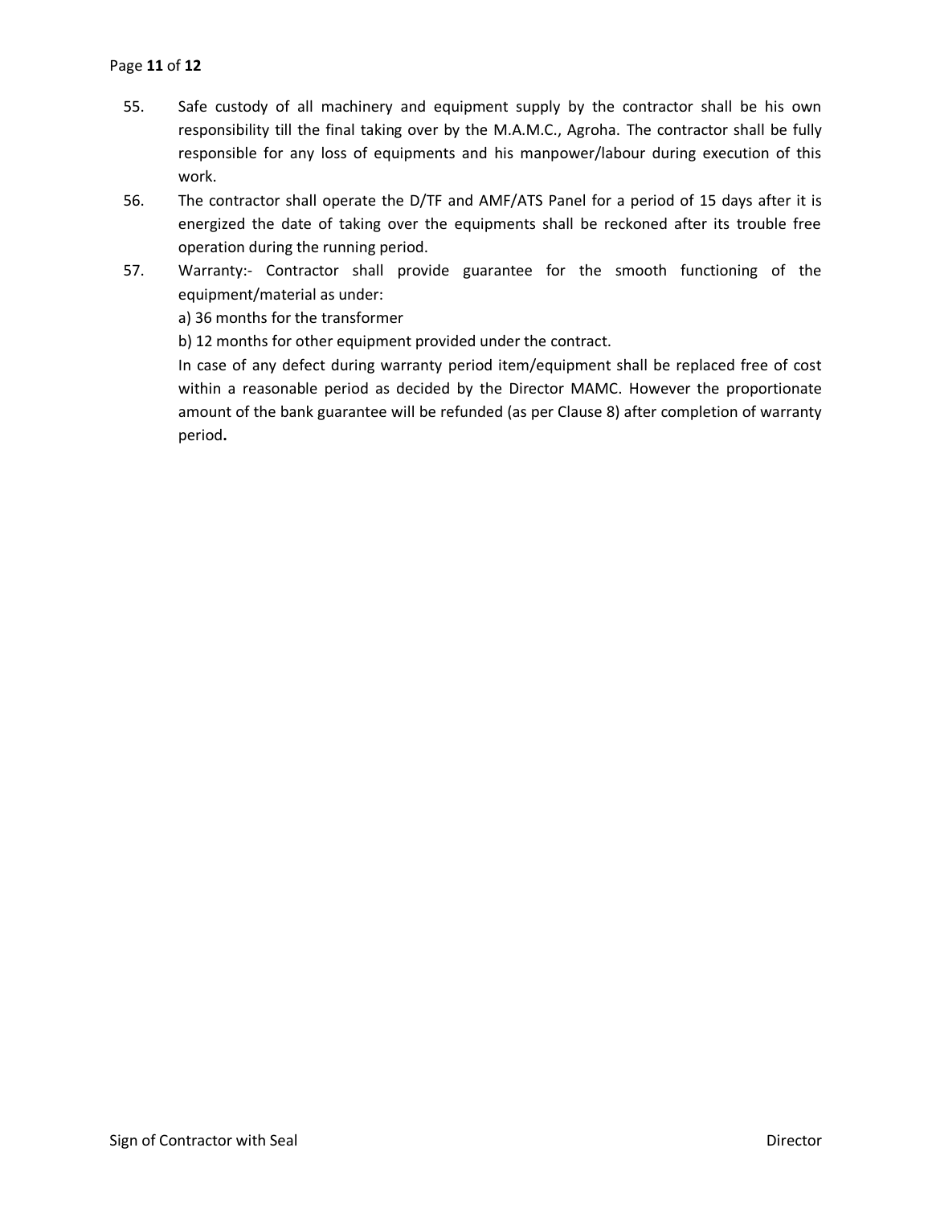55. Safe custody of all machinery and equipment supply by the contractor shall be his own responsibility till the final taking over by the M.A.M.C., Agroha. The contractor shall be fully responsible for any loss of equipments and his manpower/labour during execution of this work.
56. The contractor shall operate the D/TF and AMF/ATS Panel for a period of 15 days after it is energized the date of taking over the equipments shall be reckoned after its trouble free operation during the running period.
57. Warranty:- Contractor shall provide guarantee for the smooth functioning of the equipment/material as under:

    a) 36 months for the transformer

    b) 12 months for other equipment provided under the contract.

    In case of any defect during warranty period item/equipment shall be replaced free of cost within a reasonable period as decided by the Director MAMC. However the proportionate amount of the bank guarantee will be refunded (as per Clause 8) after completion of warranty period**.**

Sign of Contractor with Seal Director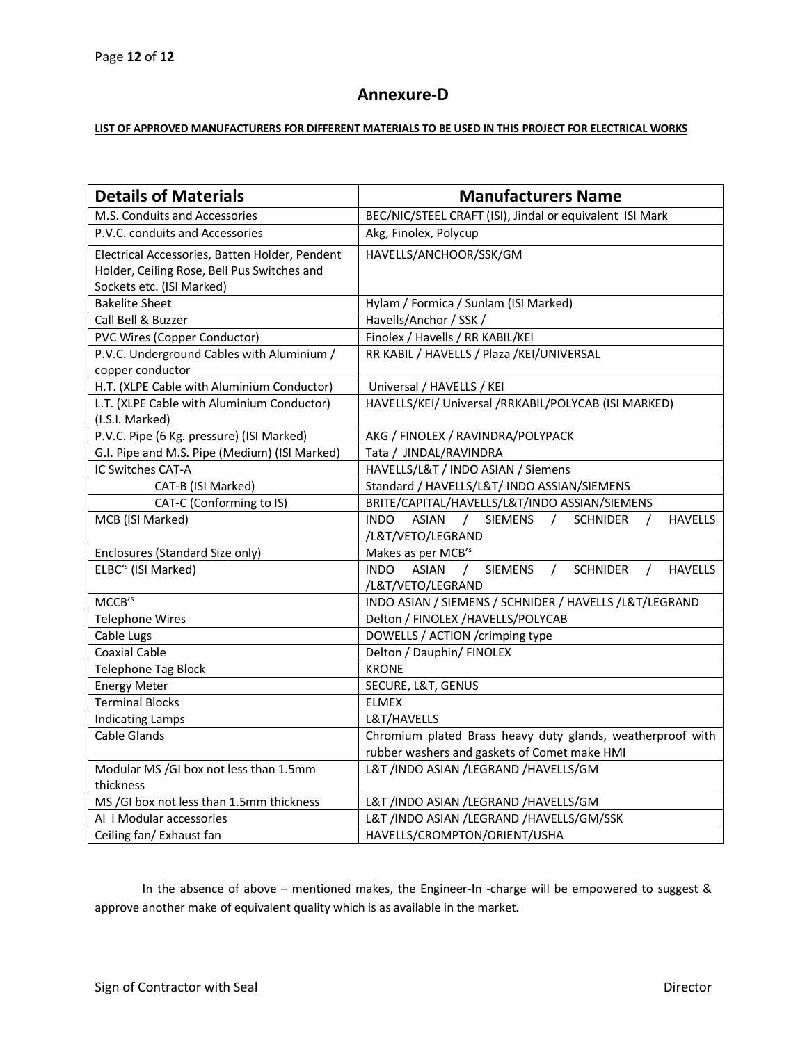# Annexure-D

**LIST OF APPROVED MANUFACTURERS FOR DIFFERENT MATERIALS TO BE USED IN THIS PROJECT FOR ELECTRICAL WORKS**

| Details of Materials | Manufacturers Name |
|---|---|
| M.S. Conduits and Accessories | BEC/NIC/STEEL CRAFT (ISI), Jindal or equivalent ISI Mark |
| P.V.C. conduits and Accessories | Akg, Finolex, Polycup |
| Electrical Accessories, Batten Holder, Pendent Holder, Ceiling Rose, Bell Pus Switches and Sockets etc. (ISI Marked) | HAVELLS/ANCHOOR/SSK/GM |
| Bakelite Sheet | Hylam / Formica / Sunlam (ISI Marked) |
| Call Bell & Buzzer | Havells/Anchor / SSK / |
| PVC Wires (Copper Conductor) | Finolex / Havells / RR KABIL/KEI |
| P.V.C. Underground Cables with Aluminium / copper conductor | RR KABIL / HAVELLS / Plaza /KEI/UNIVERSAL |
| H.T. (XLPE Cable with Aluminium Conductor) | Universal / HAVELLS / KEI |
| L.T. (XLPE Cable with Aluminium Conductor) (I.S.I. Marked) | HAVELLS/KEI/ Universal /RRKABIL/POLYCAB (ISI MARKED) |
| P.V.C. Pipe (6 Kg. pressure) (ISI Marked) | AKG / FINOLEX / RAVINDRA/POLYPACK |
| G.I. Pipe and M.S. Pipe (Medium) (ISI Marked) | Tata / JINDAL/RAVINDRA |
| IC Switches CAT-A | HAVELLS/L&T / INDO ASIAN / Siemens |
| CAT-B (ISI Marked) | Standard / HAVELLS/L&T/ INDO ASSIAN/SIEMENS |
| CAT-C (Conforming to IS) | BRITE/CAPITAL/HAVELLS/L&T/INDO ASSIAN/SIEMENS |
| MCB (ISI Marked) | INDO ASIAN / SIEMENS / SCHNIDER / HAVELLS /L&T/VETO/LEGRAND |
| Enclosures (Standard Size only) | Makes as per MCB's |
| ELBC's (ISI Marked) | INDO ASIAN / SIEMENS / SCHNIDER / HAVELLS /L&T/VETO/LEGRAND |
| MCCB's | INDO ASIAN / SIEMENS / SCHNIDER / HAVELLS /L&T/LEGRAND |
| Telephone Wires | Delton / FINOLEX /HAVELLS/POLYCAB |
| Cable Lugs | DOWELLS / ACTION /crimping type |
| Coaxial Cable | Delton / Dauphin/ FINOLEX |
| Telephone Tag Block | KRONE |
| Energy Meter | SECURE, L&T, GENUS |
| Terminal Blocks | ELMEX |
| Indicating Lamps | L&T/HAVELLS |
| Cable Glands | Chromium plated Brass heavy duty glands, weatherproof with rubber washers and gaskets of Comet make HMI |
| Modular MS /GI box not less than 1.5mm thickness | L&T /INDO ASIAN /LEGRAND /HAVELLS/GM |
| MS /GI box not less than 1.5mm thickness | L&T /INDO ASIAN /LEGRAND /HAVELLS/GM |
| Al l Modular accessories | L&T /INDO ASIAN /LEGRAND /HAVELLS/GM/SSK |
| Ceiling fan/ Exhaust fan | HAVELLS/CROMPTON/ORIENT/USHA |

In the absence of above – mentioned makes, the Engineer-In -charge will be empowered to suggest & approve another make of equivalent quality which is as available in the market.

Sign of Contractor with Seal — Director